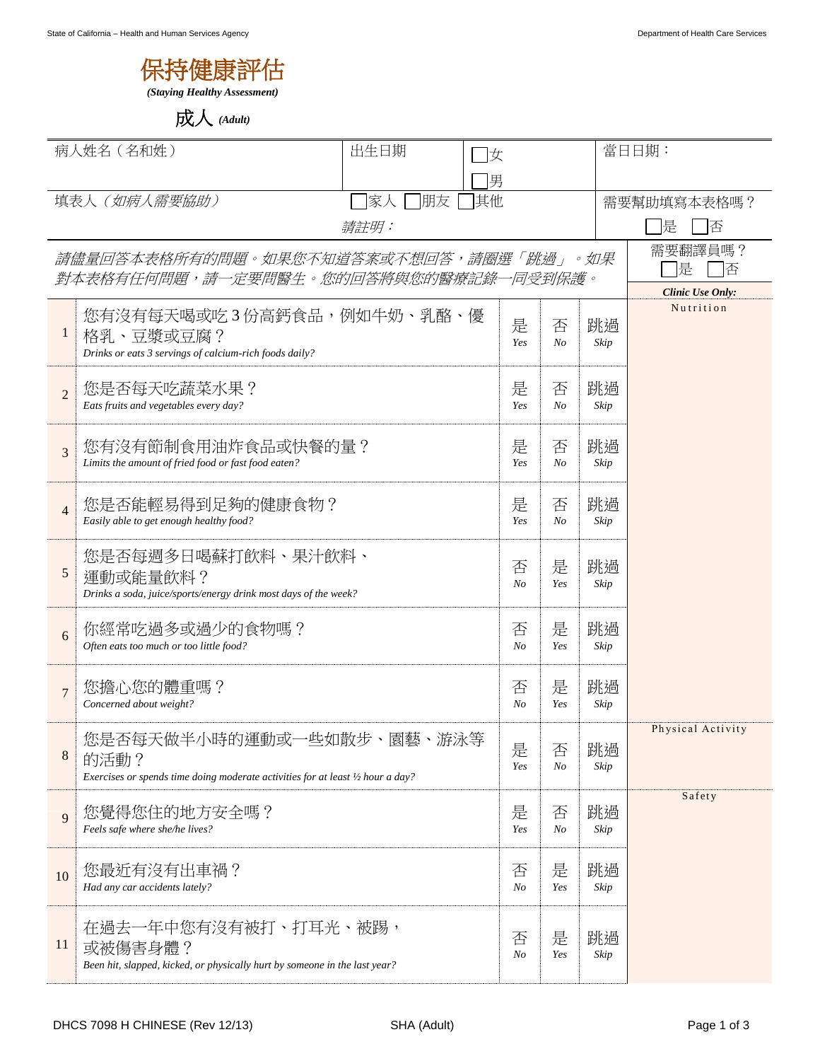# 保持健康評估

***(Staying Healthy Assessment)***

## 成人 *(Adult)*

| 病人姓名（名和姓） | 出生日期 | ☐女 ☐男 | 當日日期： |
|---|---|---|---|
| 填表人（*如病人需要協助*） | ☐家人 ☐朋友 ☐其他 *請註明：* | | 需要幫助填寫本表格嗎？ ☐是 ☐否 |

*請儘量回答本表格所有的問題。如果您不知道答案或不想回答，請圈選「跳過」。如果對本表格有任何問題，請一定要問醫生。您的回答將與您的醫療記錄一同受到保護。*

需要翻譯員嗎？ ☐是 ☐否

| # | 問題 | | | | ***Clinic Use Only:*** |
|---|---|---|---|---|---|
| 1 | 您有沒有每天喝或吃 3 份高鈣食品，例如牛奶、乳酪、優格乳、豆漿或豆腐？ *Drinks or eats 3 servings of calcium-rich foods daily?* | 是 *Yes* | 否 *No* | 跳過 *Skip* | Nutrition |
| 2 | 您是否每天吃蔬菜水果？ *Eats fruits and vegetables every day?* | 是 *Yes* | 否 *No* | 跳過 *Skip* | |
| 3 | 您有沒有節制食用油炸食品或快餐的量？ *Limits the amount of fried food or fast food eaten?* | 是 *Yes* | 否 *No* | 跳過 *Skip* | |
| 4 | 您是否能輕易得到足夠的健康食物？ *Easily able to get enough healthy food?* | 是 *Yes* | 否 *No* | 跳過 *Skip* | |
| 5 | 您是否每週多日喝蘇打飲料、果汁飲料、運動或能量飲料？ *Drinks a soda, juice/sports/energy drink most days of the week?* | 否 *No* | 是 *Yes* | 跳過 *Skip* | |
| 6 | 你經常吃過多或過少的食物嗎？ *Often eats too much or too little food?* | 否 *No* | 是 *Yes* | 跳過 *Skip* | |
| 7 | 您擔心您的體重嗎？ *Concerned about weight?* | 否 *No* | 是 *Yes* | 跳過 *Skip* | |
| 8 | 您是否每天做半小時的運動或一些如散步、園藝、游泳等的活動？ *Exercises or spends time doing moderate activities for at least ½ hour a day?* | 是 *Yes* | 否 *No* | 跳過 *Skip* | Physical Activity |
| 9 | 您覺得您住的地方安全嗎？ *Feels safe where she/he lives?* | 是 *Yes* | 否 *No* | 跳過 *Skip* | Safety |
| 10 | 您最近有沒有出車禍？ *Had any car accidents lately?* | 否 *No* | 是 *Yes* | 跳過 *Skip* | |
| 11 | 在過去一年中您有沒有被打、打耳光、被踢，或被傷害身體？ *Been hit, slapped, kicked, or physically hurt by someone in the last year?* | 否 *No* | 是 *Yes* | 跳過 *Skip* | |

DHCS 7098 H CHINESE (Rev 12/13) SHA (Adult)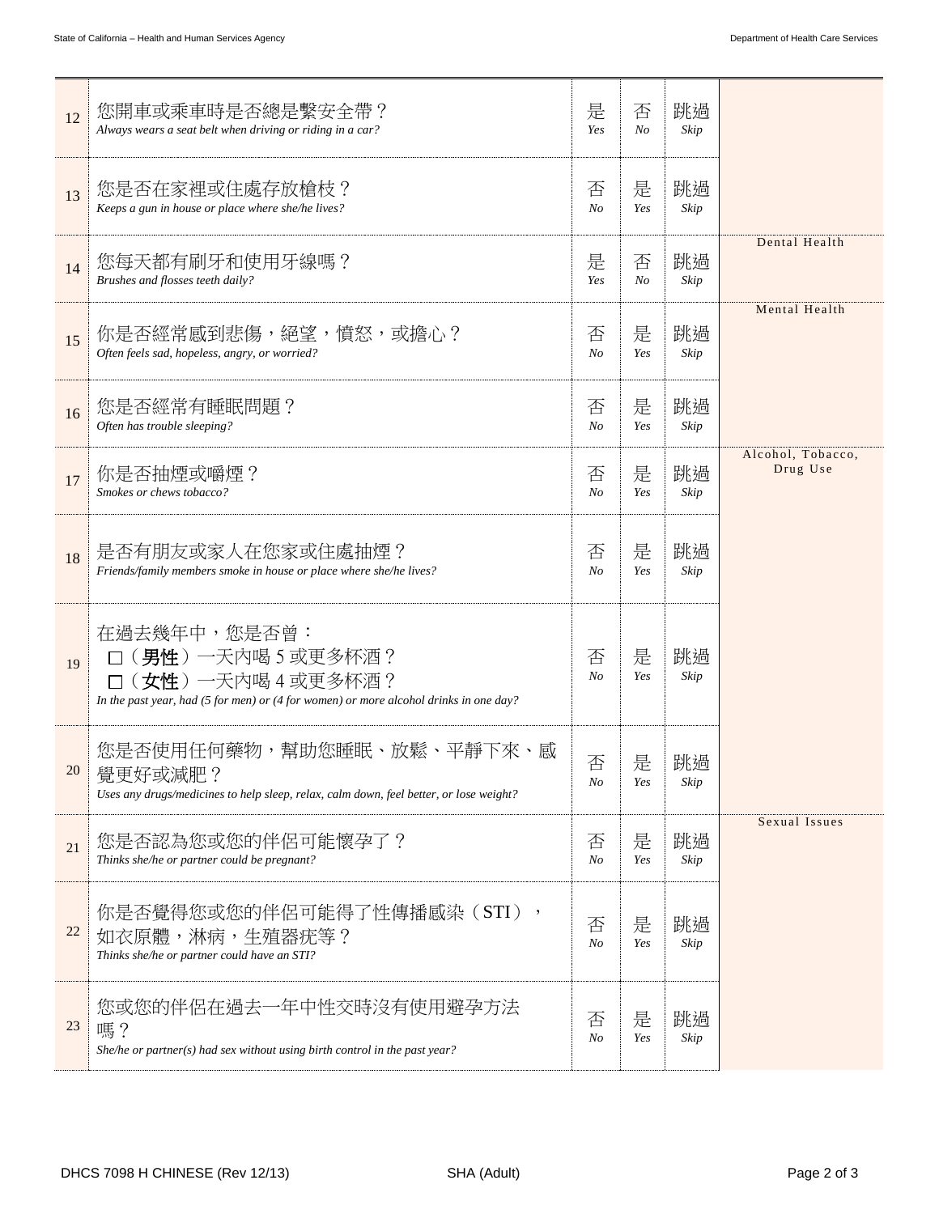| # | Question | | | | |
|---|---|---|---|---|---|
| 12 | 您開車或乘車時是否總是繫安全帶？<br>*Always wears a seat belt when driving or riding in a car?* | 是<br>*Yes* | 否<br>*No* | 跳過<br>*Skip* | |
| 13 | 您是否在家裡或住處存放槍枝？<br>*Keeps a gun in house or place where she/he lives?* | 否<br>*No* | 是<br>*Yes* | 跳過<br>*Skip* | |
| 14 | 您每天都有刷牙和使用牙線嗎？<br>*Brushes and flosses teeth daily?* | 是<br>*Yes* | 否<br>*No* | 跳過<br>*Skip* | Dental Health |
| 15 | 你是否經常感到悲傷，絕望，憤怒，或擔心？<br>*Often feels sad, hopeless, angry, or worried?* | 否<br>*No* | 是<br>*Yes* | 跳過<br>*Skip* | Mental Health |
| 16 | 您是否經常有睡眠問題？<br>*Often has trouble sleeping?* | 否<br>*No* | 是<br>*Yes* | 跳過<br>*Skip* | |
| 17 | 你是否抽煙或嚼煙？<br>*Smokes or chews tobacco?* | 否<br>*No* | 是<br>*Yes* | 跳過<br>*Skip* | Alcohol, Tobacco, Drug Use |
| 18 | 是否有朋友或家人在您家或住處抽煙？<br>*Friends/family members smoke in house or place where she/he lives?* | 否<br>*No* | 是<br>*Yes* | 跳過<br>*Skip* | |
| 19 | 在過去幾年中，您是否曾：<br>☐（**男性**）一天內喝 5 或更多杯酒？<br>☐（**女性**）一天內喝 4 或更多杯酒？<br>*In the past year, had (5 for men) or (4 for women) or more alcohol drinks in one day?* | 否<br>*No* | 是<br>*Yes* | 跳過<br>*Skip* | |
| 20 | 您是否使用任何藥物，幫助您睡眠、放鬆、平靜下來、感覺更好或減肥？<br>*Uses any drugs/medicines to help sleep, relax, calm down, feel better, or lose weight?* | 否<br>*No* | 是<br>*Yes* | 跳過<br>*Skip* | |
| 21 | 您是否認為您或您的伴侶可能懷孕了？<br>*Thinks she/he or partner could be pregnant?* | 否<br>*No* | 是<br>*Yes* | 跳過<br>*Skip* | Sexual Issues |
| 22 | 你是否覺得您或您的伴侶可能得了性傳播感染（STI），如衣原體，淋病，生殖器疣等？<br>*Thinks she/he or partner could have an STI?* | 否<br>*No* | 是<br>*Yes* | 跳過<br>*Skip* | |
| 23 | 您或您的伴侶在過去一年中性交時沒有使用避孕方法嗎？<br>*She/he or partner(s) had sex without using birth control in the past year?* | 否<br>*No* | 是<br>*Yes* | 跳過<br>*Skip* | |

DHCS 7098 H CHINESE (Rev 12/13) SHA (Adult)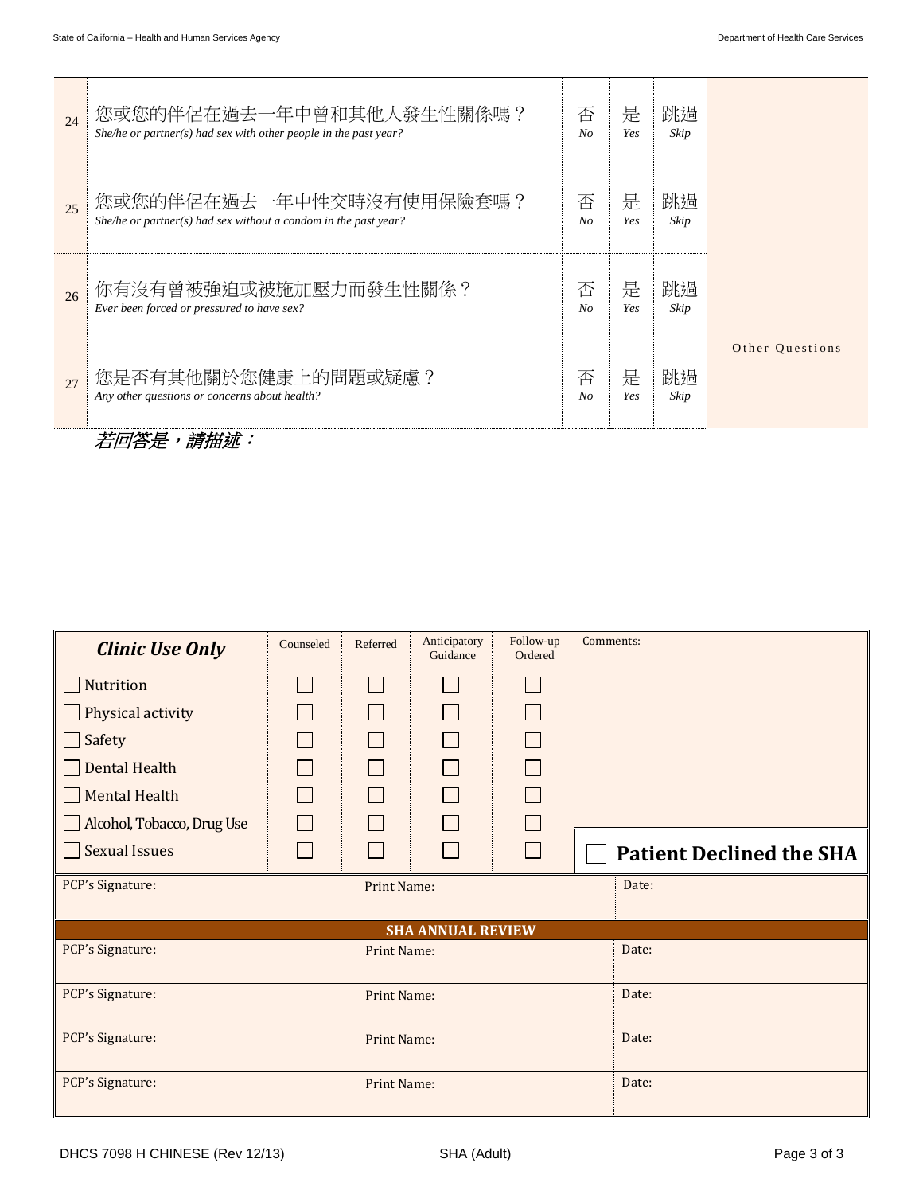| | | | | | |
|---|---|---|---|---|---|
| 24 | 您或您的伴侶在過去一年中曾和其他人發生性關係嗎？<br>*She/he or partner(s) had sex with other people in the past year?* | 否<br>*No* | 是<br>*Yes* | 跳過<br>*Skip* | |
| 25 | 您或您的伴侶在過去一年中性交時沒有使用保險套嗎？<br>*She/he or partner(s) had sex without a condom in the past year?* | 否<br>*No* | 是<br>*Yes* | 跳過<br>*Skip* | |
| 26 | 你有沒有曾被強迫或被施加壓力而發生性關係？<br>*Ever been forced or pressured to have sex?* | 否<br>*No* | 是<br>*Yes* | 跳過<br>*Skip* | |
| 27 | 您是否有其他關於您健康上的問題或疑慮？<br>*Any other questions or concerns about health?* | 否<br>*No* | 是<br>*Yes* | 跳過<br>*Skip* | Other Questions |

***若回答是，請描述：***

| ***Clinic Use Only*** | Counseled | Referred | Anticipatory Guidance | Follow-up Ordered | Comments: |
|---|---|---|---|---|---|
| ☐ Nutrition | ☐ | ☐ | ☐ | ☐ | |
| ☐ Physical activity | ☐ | ☐ | ☐ | ☐ | |
| ☐ Safety | ☐ | ☐ | ☐ | ☐ | |
| ☐ Dental Health | ☐ | ☐ | ☐ | ☐ | |
| ☐ Mental Health | ☐ | ☐ | ☐ | ☐ | |
| ☐ Alcohol, Tobacco, Drug Use | ☐ | ☐ | ☐ | ☐ | |
| ☐ Sexual Issues | ☐ | ☐ | ☐ | ☐ | ☐ **Patient Declined the SHA** |

| PCP's Signature: | Print Name: | Date: |
|---|---|---|
| **SHA ANNUAL REVIEW** | | |
| PCP's Signature: | Print Name: | Date: |
| PCP's Signature: | Print Name: | Date: |
| PCP's Signature: | Print Name: | Date: |
| PCP's Signature: | Print Name: | Date: |

DHCS 7098 H CHINESE (Rev 12/13) SHA (Adult)